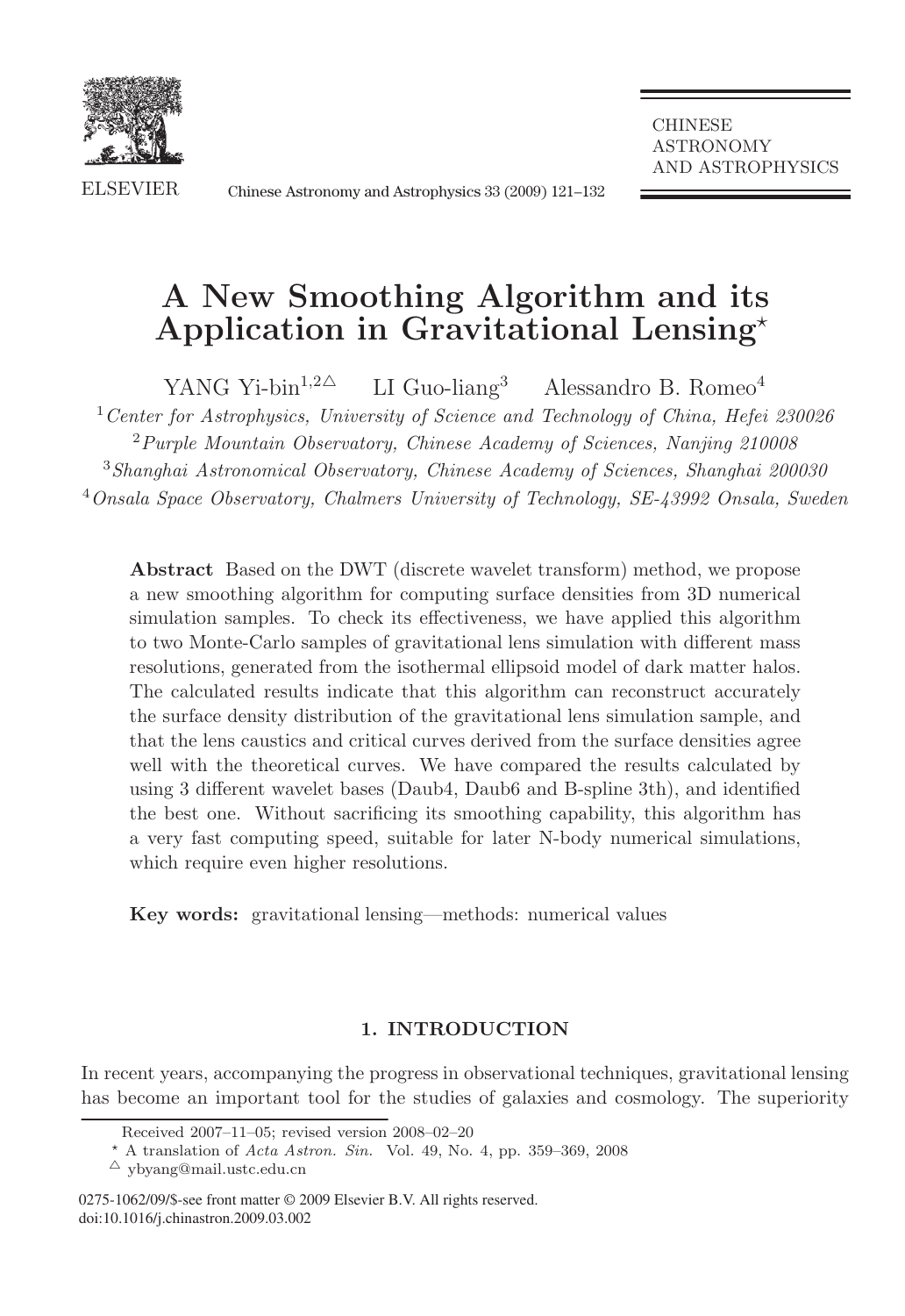# A New Smoothing Algorithm and its Application in Gravitational Lensing⋆

YANG Yi-bin[1,2△] LI Guo-liang[3] Alessandro B. Romeo[4]

[1] *Center for Astrophysics, University of Science and Technology of China, Hefei 230026*

[2] *Purple Mountain Observatory, Chinese Academy of Sciences, Nanjing 210008*

[3] *Shanghai Astronomical Observatory, Chinese Academy of Sciences, Shanghai 200030*

[4] *Onsala Space Observatory, Chalmers University of Technology, SE-43992 Onsala, Sweden*

**Abstract** Based on the DWT (discrete wavelet transform) method, we propose a new smoothing algorithm for computing surface densities from 3D numerical simulation samples. To check its effectiveness, we have applied this algorithm to two Monte-Carlo samples of gravitational lens simulation with different mass resolutions, generated from the isothermal ellipsoid model of dark matter halos. The calculated results indicate that this algorithm can reconstruct accurately the surface density distribution of the gravitational lens simulation sample, and that the lens caustics and critical curves derived from the surface densities agree well with the theoretical curves. We have compared the results calculated by using 3 different wavelet bases (Daub4, Daub6 and B-spline 3th), and identified the best one. Without sacrificing its smoothing capability, this algorithm has a very fast computing speed, suitable for later N-body numerical simulations, which require even higher resolutions.

**Key words:** gravitational lensing—methods: numerical values

## 1. INTRODUCTION

In recent years, accompanying the progress in observational techniques, gravitational lensing has become an important tool for the studies of galaxies and cosmology. The superiority

---

Received 2007–11–05; revised version 2008–02–20

⋆ A translation of *Acta Astron. Sin.* Vol. 49, No. 4, pp. 359–369, 2008

△ ybyang@mail.ustc.edu.cn

0275-1062/09/$-see front matter © 2009 Elsevier B.V. All rights reserved.
doi:10.1016/j.chinastron.2009.03.002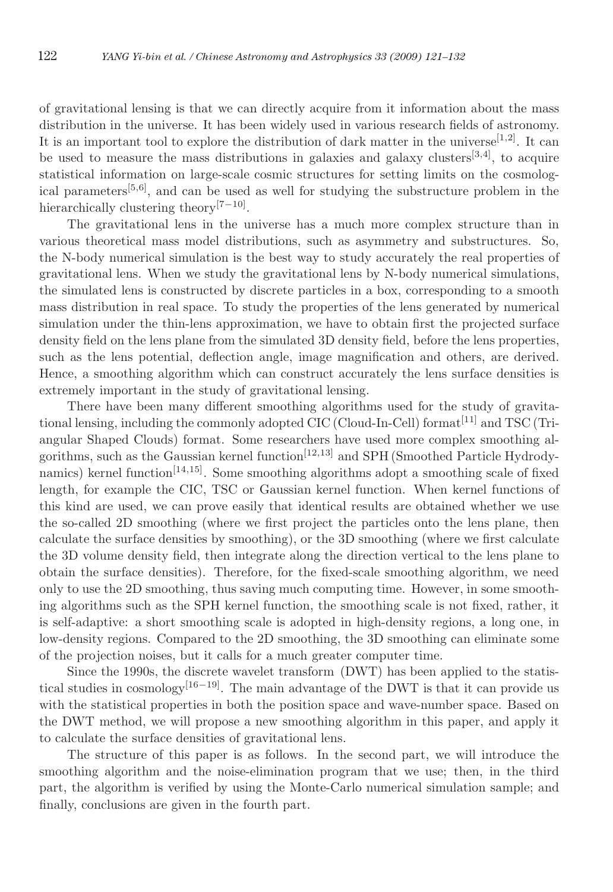of gravitational lensing is that we can directly acquire from it information about the mass distribution in the universe. It has been widely used in various research fields of astronomy. It is an important tool to explore the distribution of dark matter in the universe[1,2]. It can be used to measure the mass distributions in galaxies and galaxy clusters[3,4], to acquire statistical information on large-scale cosmic structures for setting limits on the cosmological parameters[5,6], and can be used as well for studying the substructure problem in the hierarchically clustering theory[7−10].

The gravitational lens in the universe has a much more complex structure than in various theoretical mass model distributions, such as asymmetry and substructures. So, the N-body numerical simulation is the best way to study accurately the real properties of gravitational lens. When we study the gravitational lens by N-body numerical simulations, the simulated lens is constructed by discrete particles in a box, corresponding to a smooth mass distribution in real space. To study the properties of the lens generated by numerical simulation under the thin-lens approximation, we have to obtain first the projected surface density field on the lens plane from the simulated 3D density field, before the lens properties, such as the lens potential, deflection angle, image magnification and others, are derived. Hence, a smoothing algorithm which can construct accurately the lens surface densities is extremely important in the study of gravitational lensing.

There have been many different smoothing algorithms used for the study of gravitational lensing, including the commonly adopted CIC (Cloud-In-Cell) format[11] and TSC (Triangular Shaped Clouds) format. Some researchers have used more complex smoothing algorithms, such as the Gaussian kernel function[12,13] and SPH (Smoothed Particle Hydrodynamics) kernel function[14,15]. Some smoothing algorithms adopt a smoothing scale of fixed length, for example the CIC, TSC or Gaussian kernel function. When kernel functions of this kind are used, we can prove easily that identical results are obtained whether we use the so-called 2D smoothing (where we first project the particles onto the lens plane, then calculate the surface densities by smoothing), or the 3D smoothing (where we first calculate the 3D volume density field, then integrate along the direction vertical to the lens plane to obtain the surface densities). Therefore, for the fixed-scale smoothing algorithm, we need only to use the 2D smoothing, thus saving much computing time. However, in some smoothing algorithms such as the SPH kernel function, the smoothing scale is not fixed, rather, it is self-adaptive: a short smoothing scale is adopted in high-density regions, a long one, in low-density regions. Compared to the 2D smoothing, the 3D smoothing can eliminate some of the projection noises, but it calls for a much greater computer time.

Since the 1990s, the discrete wavelet transform (DWT) has been applied to the statistical studies in cosmology[16−19]. The main advantage of the DWT is that it can provide us with the statistical properties in both the position space and wave-number space. Based on the DWT method, we will propose a new smoothing algorithm in this paper, and apply it to calculate the surface densities of gravitational lens.

The structure of this paper is as follows. In the second part, we will introduce the smoothing algorithm and the noise-elimination program that we use; then, in the third part, the algorithm is verified by using the Monte-Carlo numerical simulation sample; and finally, conclusions are given in the fourth part.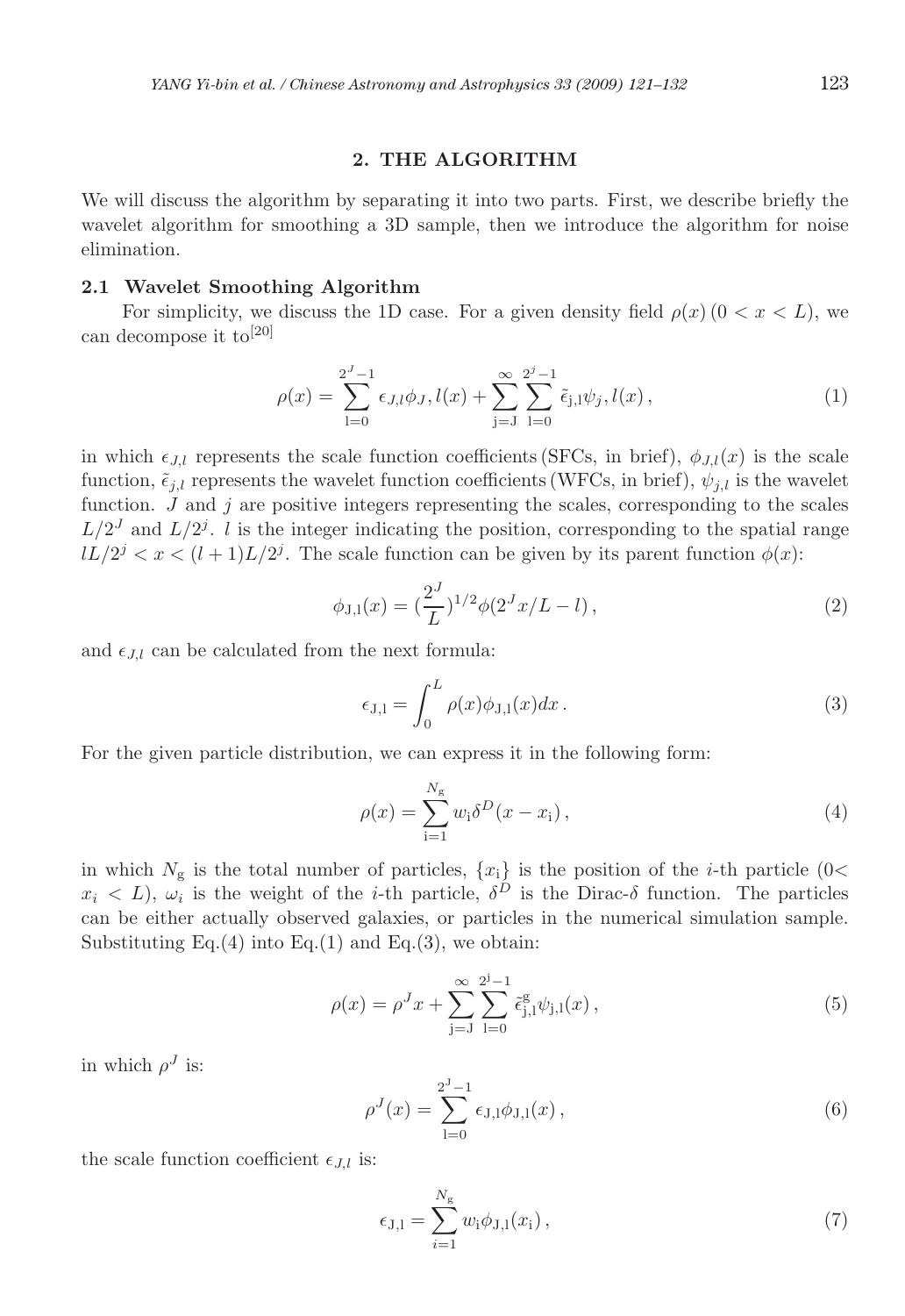## 2. THE ALGORITHM

We will discuss the algorithm by separating it into two parts. First, we describe briefly the wavelet algorithm for smoothing a 3D sample, then we introduce the algorithm for noise elimination.

### 2.1 Wavelet Smoothing Algorithm

For simplicity, we discuss the 1D case. For a given density field $\rho(x)\,(0 < x < L)$, we can decompose it to[20]

$$\rho(x) = \sum_{\mathrm{l}=0}^{2^J-1} \epsilon_{J,l}\phi_J, l(x) + \sum_{\mathrm{j}=J}^{\infty}\sum_{\mathrm{l}=0}^{2^j-1} \tilde{\epsilon}_{\mathrm{j,l}}\psi_j, l(x)\,, \tag{1}$$

in which $\epsilon_{J,l}$ represents the scale function coefficients (SFCs, in brief), $\phi_{J,l}(x)$ is the scale function, $\tilde{\epsilon}_{j,l}$ represents the wavelet function coefficients (WFCs, in brief), $\psi_{j,l}$ is the wavelet function. $J$ and $j$ are positive integers representing the scales, corresponding to the scales $L/2^J$ and $L/2^j$. $l$ is the integer indicating the position, corresponding to the spatial range $lL/2^j < x < (l+1)L/2^j$. The scale function can be given by its parent function $\phi(x)$:

$$\phi_{\mathrm{J,l}}(x) = (\frac{2^J}{L})^{1/2}\phi(2^J x/L - l)\,, \tag{2}$$

and $\epsilon_{J,l}$ can be calculated from the next formula:

$$\epsilon_{\mathrm{J,l}} = \int_0^L \rho(x)\phi_{\mathrm{J,l}}(x)dx\,. \tag{3}$$

For the given particle distribution, we can express it in the following form:

$$\rho(x) = \sum_{\mathrm{i}=1}^{N_{\mathrm{g}}} w_{\mathrm{i}}\delta^D(x - x_{\mathrm{i}})\,, \tag{4}$$

in which $N_{\mathrm{g}}$ is the total number of particles, $\{x_{\mathrm{i}}\}$ is the position of the $i$-th particle ($0< x_i < L$), $\omega_i$ is the weight of the $i$-th particle, $\delta^D$ is the Dirac-$\delta$ function. The particles can be either actually observed galaxies, or particles in the numerical simulation sample. Substituting Eq.(4) into Eq.(1) and Eq.(3), we obtain:

$$\rho(x) = \rho^J x + \sum_{\mathrm{j}=\mathrm{J}}^{\infty}\sum_{\mathrm{l}=0}^{2^{\mathrm{j}}-1} \tilde{\epsilon}^{\mathrm{g}}_{\mathrm{j,l}}\psi_{\mathrm{j,l}}(x)\,, \tag{5}$$

in which $\rho^J$ is:

$$\rho^J(x) = \sum_{\mathrm{l}=0}^{2^{\mathrm{J}}-1} \epsilon_{\mathrm{J,l}}\phi_{\mathrm{J,l}}(x)\,, \tag{6}$$

the scale function coefficient $\epsilon_{J,l}$ is:

$$\epsilon_{\mathrm{J,l}} = \sum_{i=1}^{N_{\mathrm{g}}} w_{\mathrm{i}}\phi_{\mathrm{J,l}}(x_{\mathrm{i}})\,, \tag{7}$$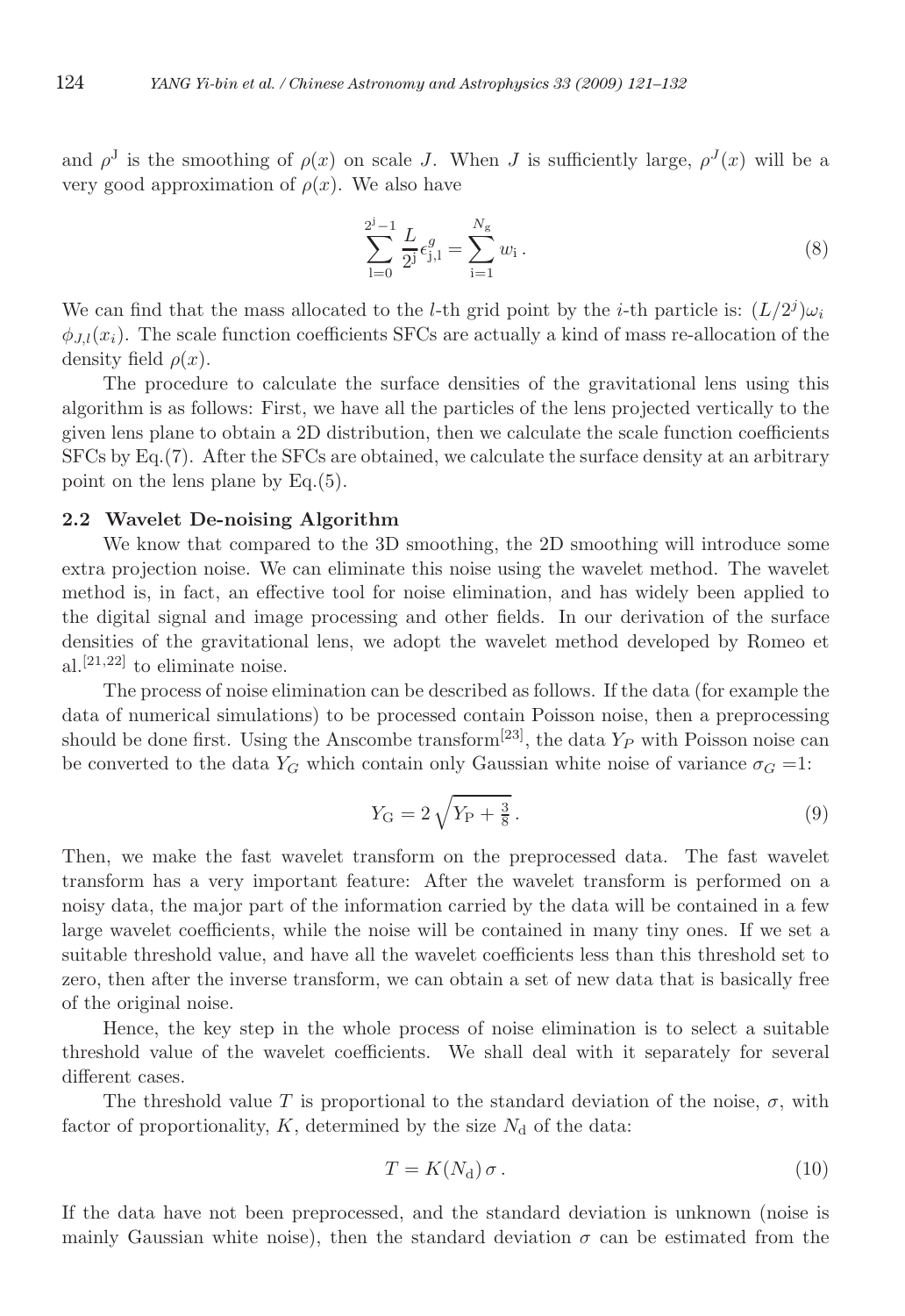and $\rho^{\rm J}$ is the smoothing of $\rho(x)$ on scale $J$. When $J$ is sufficiently large, $\rho^J(x)$ will be a very good approximation of $\rho(x)$. We also have

$$\sum_{\rm l=0}^{2^{\rm j}-1} \frac{L}{2^{\rm j}} \epsilon^g_{\rm j,l} = \sum_{\rm i=1}^{N_{\rm g}} w_{\rm i} \,. \tag{8}$$

We can find that the mass allocated to the $l$-th grid point by the $i$-th particle is: $(L/2^j)\omega_i$ $\phi_{J,l}(x_i)$. The scale function coefficients SFCs are actually a kind of mass re-allocation of the density field $\rho(x)$.

The procedure to calculate the surface densities of the gravitational lens using this algorithm is as follows: First, we have all the particles of the lens projected vertically to the given lens plane to obtain a 2D distribution, then we calculate the scale function coefficients SFCs by Eq.(7). After the SFCs are obtained, we calculate the surface density at an arbitrary point on the lens plane by Eq.(5).

### 2.2 Wavelet De-noising Algorithm

We know that compared to the 3D smoothing, the 2D smoothing will introduce some extra projection noise. We can eliminate this noise using the wavelet method. The wavelet method is, in fact, an effective tool for noise elimination, and has widely been applied to the digital signal and image processing and other fields. In our derivation of the surface densities of the gravitational lens, we adopt the wavelet method developed by Romeo et al.[21,22] to eliminate noise.

The process of noise elimination can be described as follows. If the data (for example the data of numerical simulations) to be processed contain Poisson noise, then a preprocessing should be done first. Using the Anscombe transform[23], the data $Y_P$ with Poisson noise can be converted to the data $Y_G$ which contain only Gaussian white noise of variance $\sigma_G = 1$:

$$Y_{\rm G} = 2\sqrt{Y_{\rm P} + \tfrac{3}{8}} \,. \tag{9}$$

Then, we make the fast wavelet transform on the preprocessed data. The fast wavelet transform has a very important feature: After the wavelet transform is performed on a noisy data, the major part of the information carried by the data will be contained in a few large wavelet coefficients, while the noise will be contained in many tiny ones. If we set a suitable threshold value, and have all the wavelet coefficients less than this threshold set to zero, then after the inverse transform, we can obtain a set of new data that is basically free of the original noise.

Hence, the key step in the whole process of noise elimination is to select a suitable threshold value of the wavelet coefficients. We shall deal with it separately for several different cases.

The threshold value $T$ is proportional to the standard deviation of the noise, $\sigma$, with factor of proportionality, $K$, determined by the size $N_{\rm d}$ of the data:

$$T = K(N_{\rm d})\,\sigma \,. \tag{10}$$

If the data have not been preprocessed, and the standard deviation is unknown (noise is mainly Gaussian white noise), then the standard deviation $\sigma$ can be estimated from the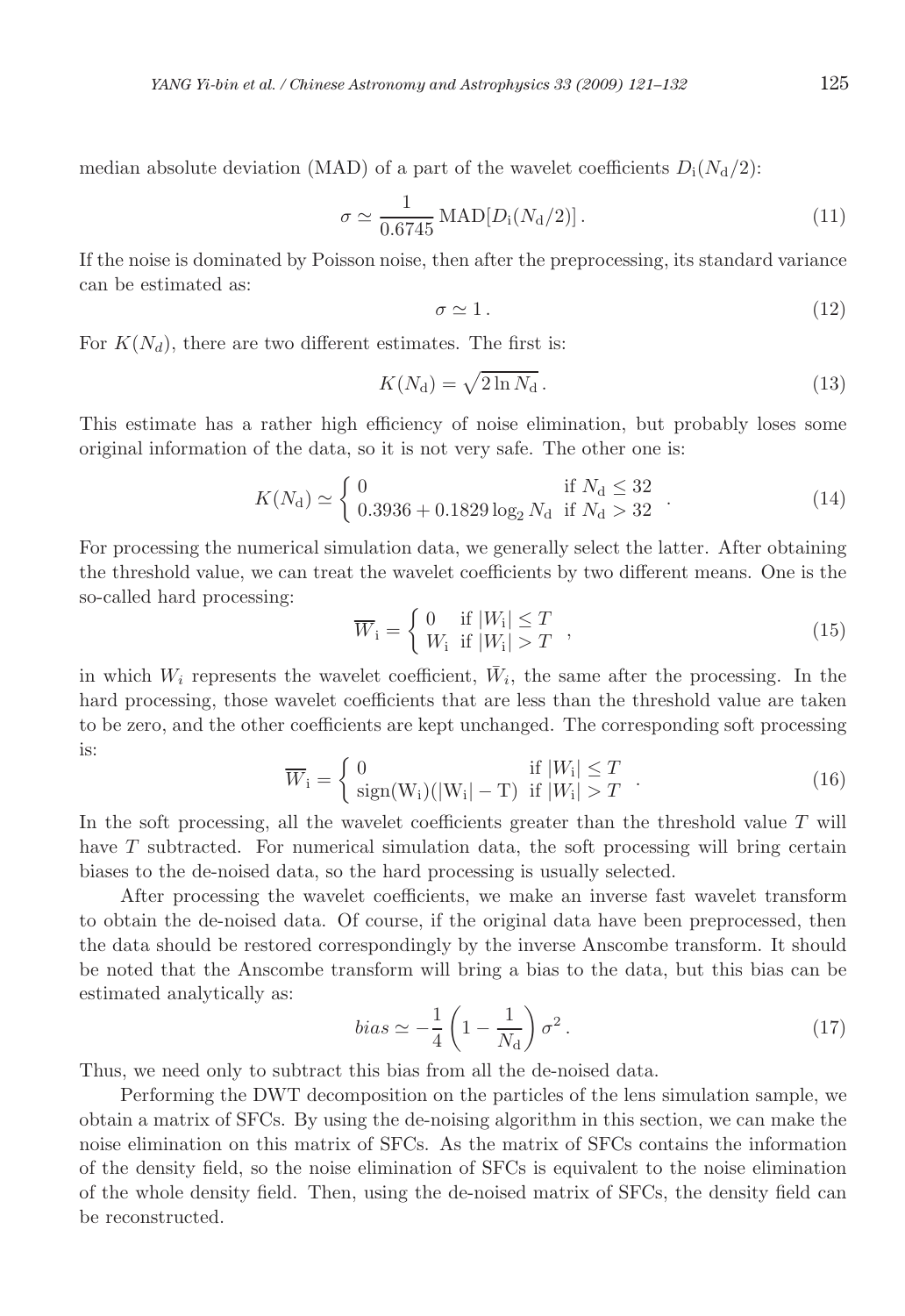median absolute deviation (MAD) of a part of the wavelet coefficients $D_{\rm i}(N_{\rm d}/2)$:

$$\sigma \simeq \frac{1}{0.6745}\,\mathrm{MAD}[D_{\rm i}(N_{\rm d}/2)]\,. \tag{11}$$

If the noise is dominated by Poisson noise, then after the preprocessing, its standard variance can be estimated as:

$$\sigma \simeq 1\,. \tag{12}$$

For $K(N_d)$, there are two different estimates. The first is:

$$K(N_{\rm d}) = \sqrt{2\ln N_{\rm d}}\,. \tag{13}$$

This estimate has a rather high efficiency of noise elimination, but probably loses some original information of the data, so it is not very safe. The other one is:

$$K(N_{\rm d}) \simeq \begin{cases} 0 & \text{if } N_{\rm d} \le 32 \\ 0.3936 + 0.1829\log_2 N_{\rm d} & \text{if } N_{\rm d} > 32 \end{cases}\,. \tag{14}$$

For processing the numerical simulation data, we generally select the latter. After obtaining the threshold value, we can treat the wavelet coefficients by two different means. One is the so-called hard processing:

$$\overline{W}_{\rm i} = \begin{cases} 0 & \text{if } |W_{\rm i}| \le T \\ W_{\rm i} & \text{if } |W_{\rm i}| > T \end{cases}\,, \tag{15}$$

in which $W_i$ represents the wavelet coefficient, $\bar{W}_i$, the same after the processing. In the hard processing, those wavelet coefficients that are less than the threshold value are taken to be zero, and the other coefficients are kept unchanged. The corresponding soft processing is:

$$\overline{W}_{\rm i} = \begin{cases} 0 & \text{if } |W_{\rm i}| \le T \\ \mathrm{sign(W_i)(|W_i| - T)} & \text{if } |W_{\rm i}| > T \end{cases}\,. \tag{16}$$

In the soft processing, all the wavelet coefficients greater than the threshold value $T$ will have $T$ subtracted. For numerical simulation data, the soft processing will bring certain biases to the de-noised data, so the hard processing is usually selected.

After processing the wavelet coefficients, we make an inverse fast wavelet transform to obtain the de-noised data. Of course, if the original data have been preprocessed, then the data should be restored correspondingly by the inverse Anscombe transform. It should be noted that the Anscombe transform will bring a bias to the data, but this bias can be estimated analytically as:

$$bias \simeq -\frac{1}{4}\left(1 - \frac{1}{N_{\rm d}}\right)\sigma^2\,. \tag{17}$$

Thus, we need only to subtract this bias from all the de-noised data.

Performing the DWT decomposition on the particles of the lens simulation sample, we obtain a matrix of SFCs. By using the de-noising algorithm in this section, we can make the noise elimination on this matrix of SFCs. As the matrix of SFCs contains the information of the density field, so the noise elimination of SFCs is equivalent to the noise elimination of the whole density field. Then, using the de-noised matrix of SFCs, the density field can be reconstructed.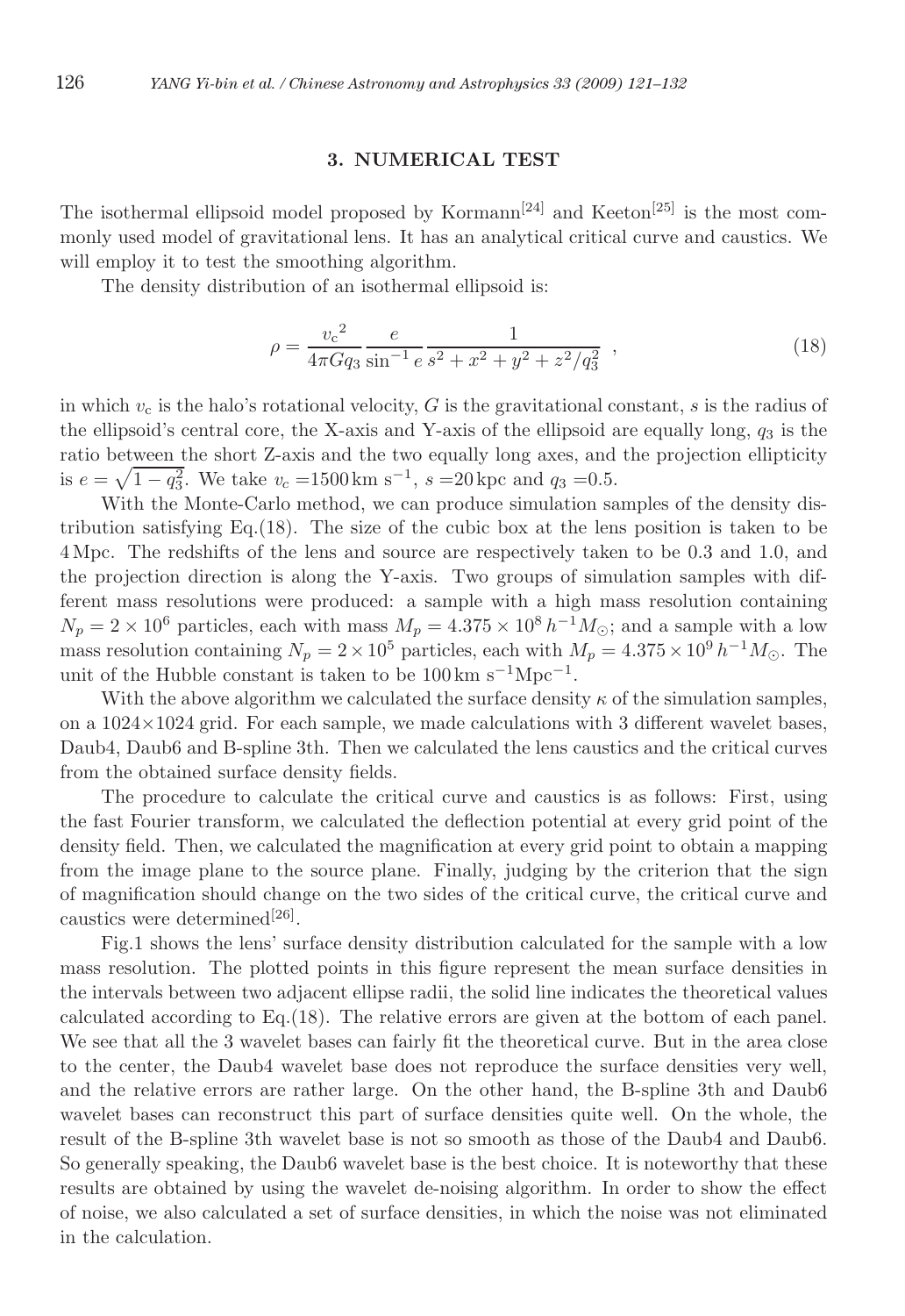## 3. NUMERICAL TEST

The isothermal ellipsoid model proposed by Kormann[24] and Keeton[25] is the most commonly used model of gravitational lens. It has an analytical critical curve and caustics. We will employ it to test the smoothing algorithm.

The density distribution of an isothermal ellipsoid is:

$$\rho = \frac{{v_{\rm c}}^2}{4\pi G q_3} \frac{e}{\sin^{-1} e} \frac{1}{s^2 + x^2 + y^2 + z^2/q_3^2} \ , \tag{18}$$

in which $v_{\rm c}$ is the halo's rotational velocity, $G$ is the gravitational constant, $s$ is the radius of the ellipsoid's central core, the X-axis and Y-axis of the ellipsoid are equally long, $q_3$ is the ratio between the short Z-axis and the two equally long axes, and the projection ellipticity is $e = \sqrt{1 - q_3^2}$. We take $v_c$ =1500 km s$^{-1}$, $s$ =20 kpc and $q_3$ =0.5.

With the Monte-Carlo method, we can produce simulation samples of the density distribution satisfying Eq.(18). The size of the cubic box at the lens position is taken to be 4 Mpc. The redshifts of the lens and source are respectively taken to be 0.3 and 1.0, and the projection direction is along the Y-axis. Two groups of simulation samples with different mass resolutions were produced: a sample with a high mass resolution containing $N_p = 2 \times 10^6$ particles, each with mass $M_p = 4.375 \times 10^8\, h^{-1} M_\odot$; and a sample with a low mass resolution containing $N_p = 2 \times 10^5$ particles, each with $M_p = 4.375 \times 10^9\, h^{-1} M_\odot$. The unit of the Hubble constant is taken to be 100 km s$^{-1}$Mpc$^{-1}$.

With the above algorithm we calculated the surface density $\kappa$ of the simulation samples, on a 1024×1024 grid. For each sample, we made calculations with 3 different wavelet bases, Daub4, Daub6 and B-spline 3th. Then we calculated the lens caustics and the critical curves from the obtained surface density fields.

The procedure to calculate the critical curve and caustics is as follows: First, using the fast Fourier transform, we calculated the deflection potential at every grid point of the density field. Then, we calculated the magnification at every grid point to obtain a mapping from the image plane to the source plane. Finally, judging by the criterion that the sign of magnification should change on the two sides of the critical curve, the critical curve and caustics were determined[26].

Fig.1 shows the lens' surface density distribution calculated for the sample with a low mass resolution. The plotted points in this figure represent the mean surface densities in the intervals between two adjacent ellipse radii, the solid line indicates the theoretical values calculated according to Eq.(18). The relative errors are given at the bottom of each panel. We see that all the 3 wavelet bases can fairly fit the theoretical curve. But in the area close to the center, the Daub4 wavelet base does not reproduce the surface densities very well, and the relative errors are rather large. On the other hand, the B-spline 3th and Daub6 wavelet bases can reconstruct this part of surface densities quite well. On the whole, the result of the B-spline 3th wavelet base is not so smooth as those of the Daub4 and Daub6. So generally speaking, the Daub6 wavelet base is the best choice. It is noteworthy that these results are obtained by using the wavelet de-noising algorithm. In order to show the effect of noise, we also calculated a set of surface densities, in which the noise was not eliminated in the calculation.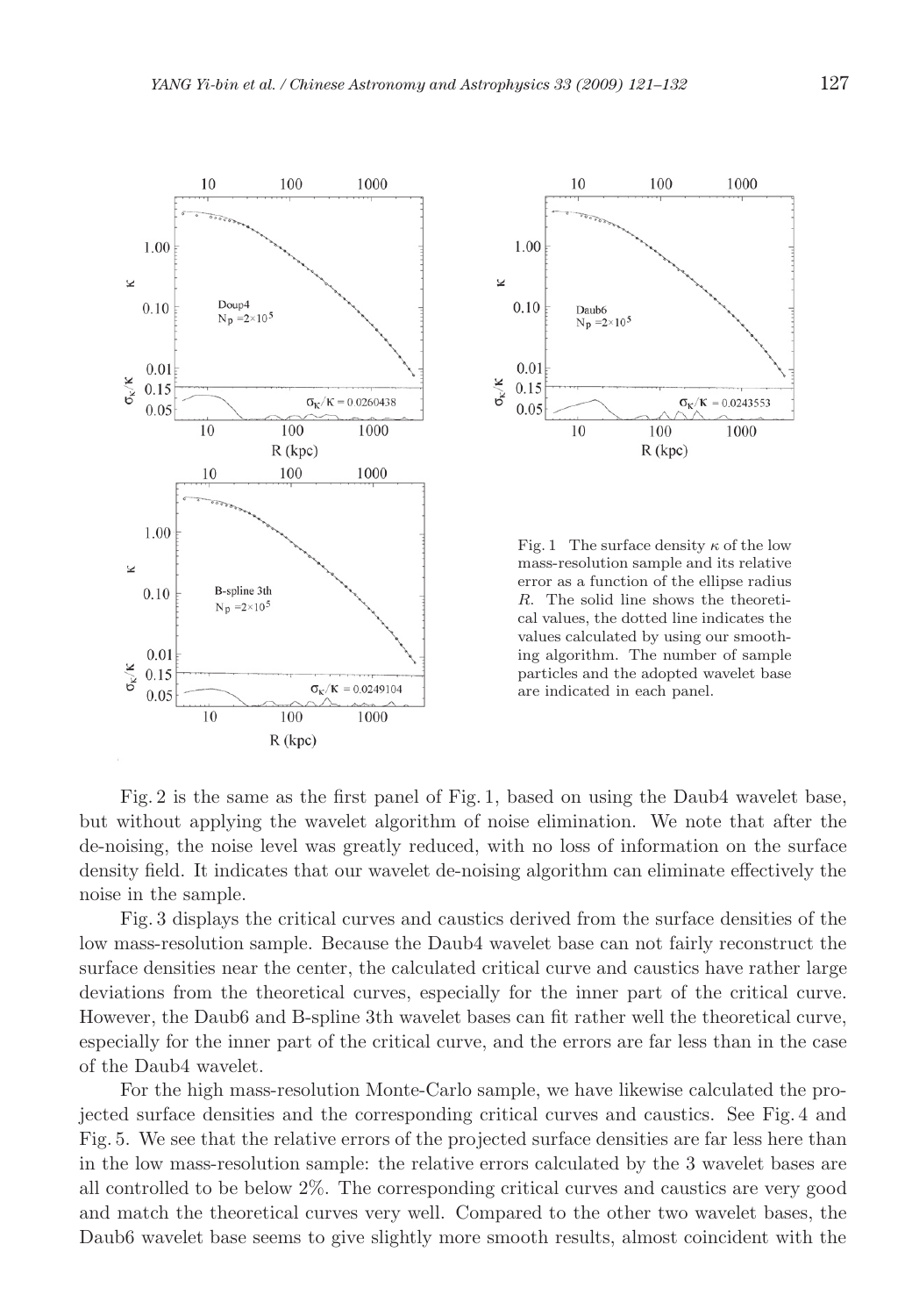Fig. 1 The surface density $\kappa$ of the low mass-resolution sample and its relative error as a function of the ellipse radius $R$. The solid line shows the theoretical values, the dotted line indicates the values calculated by using our smoothing algorithm. The number of sample particles and the adopted wavelet base are indicated in each panel.

Fig. 2 is the same as the first panel of Fig. 1, based on using the Daub4 wavelet base, but without applying the wavelet algorithm of noise elimination. We note that after the de-noising, the noise level was greatly reduced, with no loss of information on the surface density field. It indicates that our wavelet de-noising algorithm can eliminate effectively the noise in the sample.

Fig. 3 displays the critical curves and caustics derived from the surface densities of the low mass-resolution sample. Because the Daub4 wavelet base can not fairly reconstruct the surface densities near the center, the calculated critical curve and caustics have rather large deviations from the theoretical curves, especially for the inner part of the critical curve. However, the Daub6 and B-spline 3th wavelet bases can fit rather well the theoretical curve, especially for the inner part of the critical curve, and the errors are far less than in the case of the Daub4 wavelet.

For the high mass-resolution Monte-Carlo sample, we have likewise calculated the projected surface densities and the corresponding critical curves and caustics. See Fig. 4 and Fig. 5. We see that the relative errors of the projected surface densities are far less here than in the low mass-resolution sample: the relative errors calculated by the 3 wavelet bases are all controlled to be below 2%. The corresponding critical curves and caustics are very good and match the theoretical curves very well. Compared to the other two wavelet bases, the Daub6 wavelet base seems to give slightly more smooth results, almost coincident with the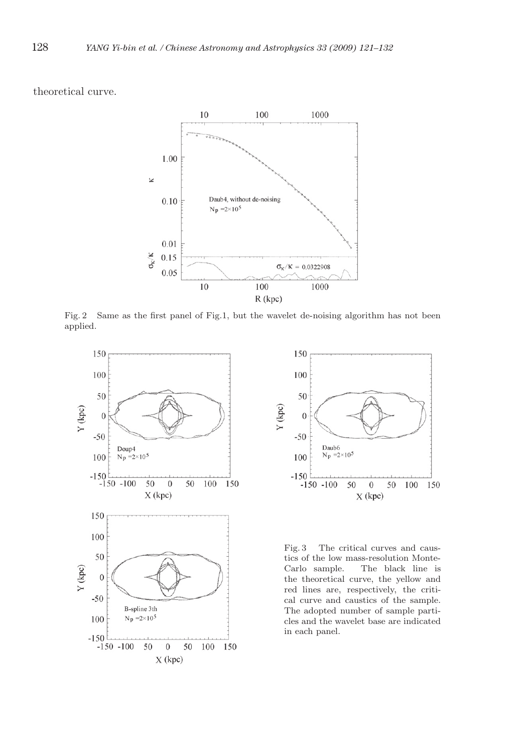theoretical curve.

Fig. 2 Same as the first panel of Fig.1, but the wavelet de-noising algorithm has not been applied.

Fig. 3 The critical curves and caustics of the low mass-resolution Monte-Carlo sample. The black line is the theoretical curve, the yellow and red lines are, respectively, the critical curve and caustics of the sample. The adopted number of sample particles and the wavelet base are indicated in each panel.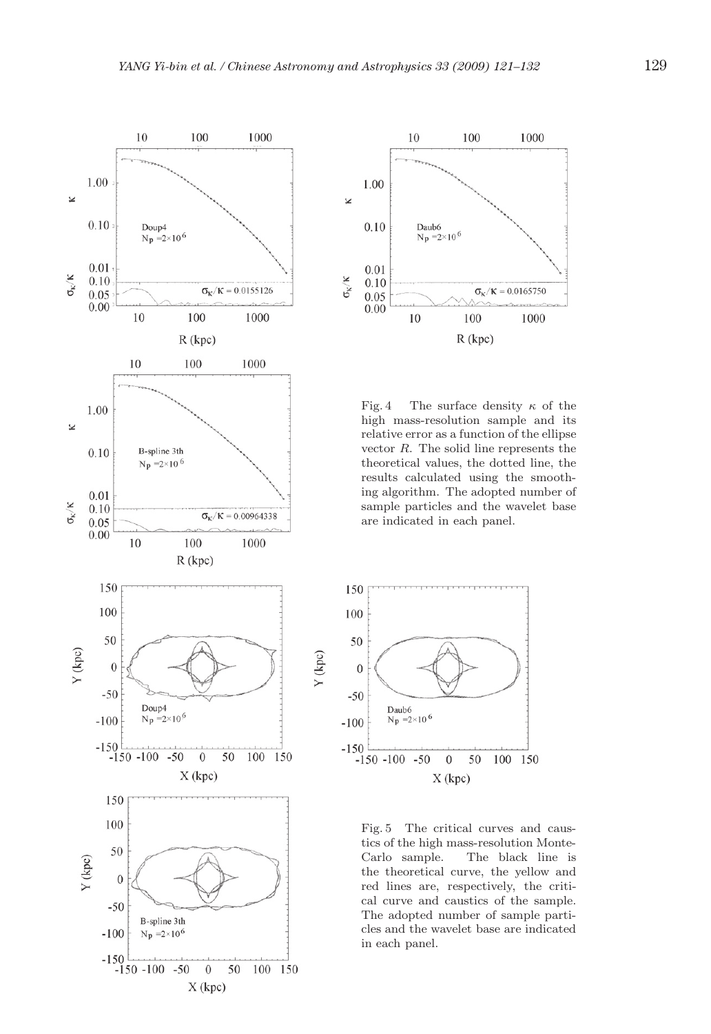Fig. 4 The surface density $\kappa$ of the high mass-resolution sample and its relative error as a function of the ellipse vector $R$. The solid line represents the theoretical values, the dotted line, the results calculated using the smoothing algorithm. The adopted number of sample particles and the wavelet base are indicated in each panel.

Fig. 5 The critical curves and caustics of the high mass-resolution Monte-Carlo sample. The black line is the theoretical curve, the yellow and red lines are, respectively, the critical curve and caustics of the sample. The adopted number of sample particles and the wavelet base are indicated in each panel.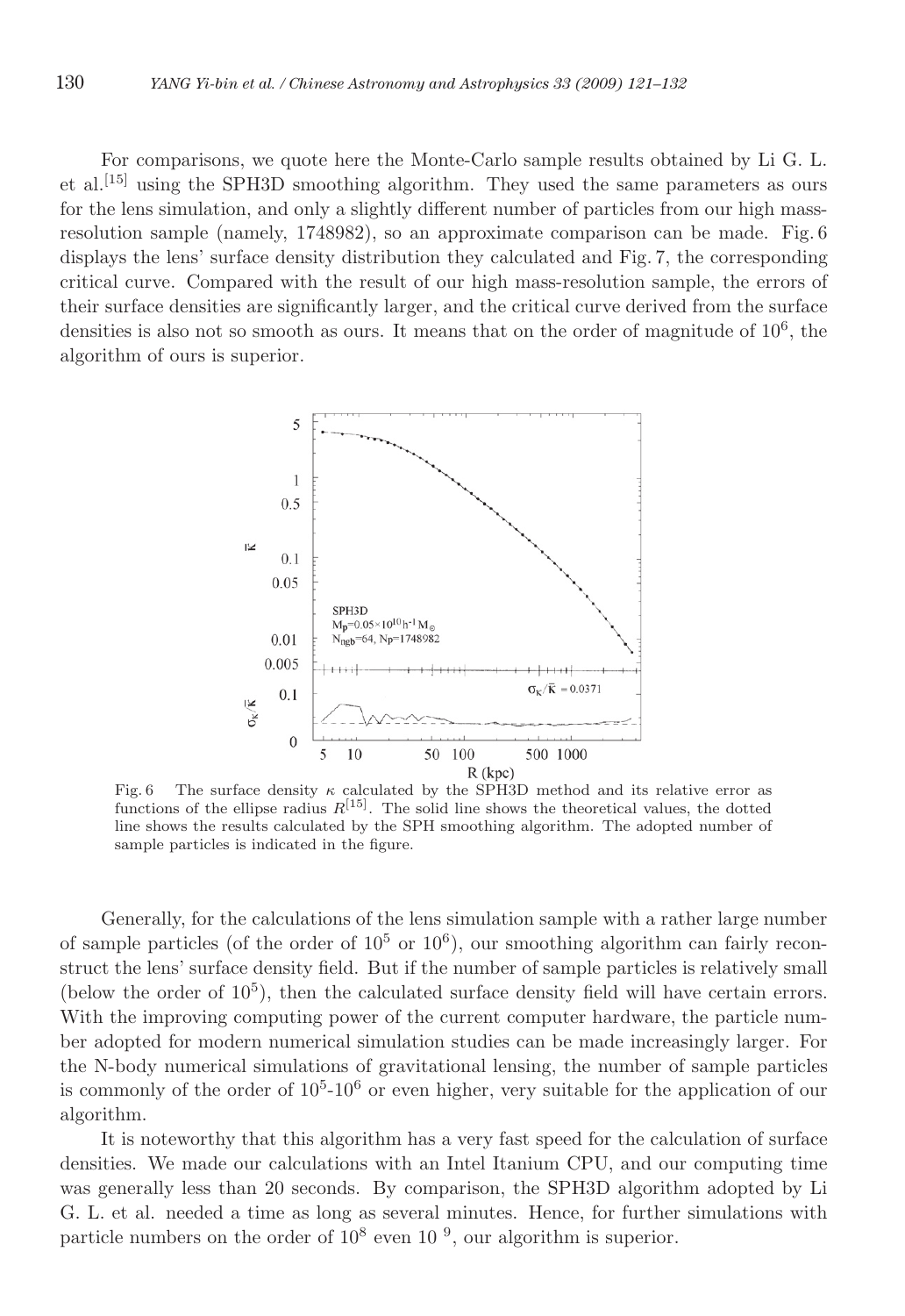For comparisons, we quote here the Monte-Carlo sample results obtained by Li G. L. et al.[15] using the SPH3D smoothing algorithm. They used the same parameters as ours for the lens simulation, and only a slightly different number of particles from our high mass-resolution sample (namely, 1748982), so an approximate comparison can be made. Fig. 6 displays the lens' surface density distribution they calculated and Fig. 7, the corresponding critical curve. Compared with the result of our high mass-resolution sample, the errors of their surface densities are significantly larger, and the critical curve derived from the surface densities is also not so smooth as ours. It means that on the order of magnitude of $10^6$, the algorithm of ours is superior.

Fig. 6 The surface density $\kappa$ calculated by the SPH3D method and its relative error as functions of the ellipse radius $R$[15]. The solid line shows the theoretical values, the dotted line shows the results calculated by the SPH smoothing algorithm. The adopted number of sample particles is indicated in the figure.

Generally, for the calculations of the lens simulation sample with a rather large number of sample particles (of the order of $10^5$ or $10^6$), our smoothing algorithm can fairly reconstruct the lens' surface density field. But if the number of sample particles is relatively small (below the order of $10^5$), then the calculated surface density field will have certain errors. With the improving computing power of the current computer hardware, the particle number adopted for modern numerical simulation studies can be made increasingly larger. For the N-body numerical simulations of gravitational lensing, the number of sample particles is commonly of the order of $10^5$-$10^6$ or even higher, very suitable for the application of our algorithm.

It is noteworthy that this algorithm has a very fast speed for the calculation of surface densities. We made our calculations with an Intel Itanium CPU, and our computing time was generally less than 20 seconds. By comparison, the SPH3D algorithm adopted by Li G. L. et al. needed a time as long as several minutes. Hence, for further simulations with particle numbers on the order of $10^8$ even $10^9$, our algorithm is superior.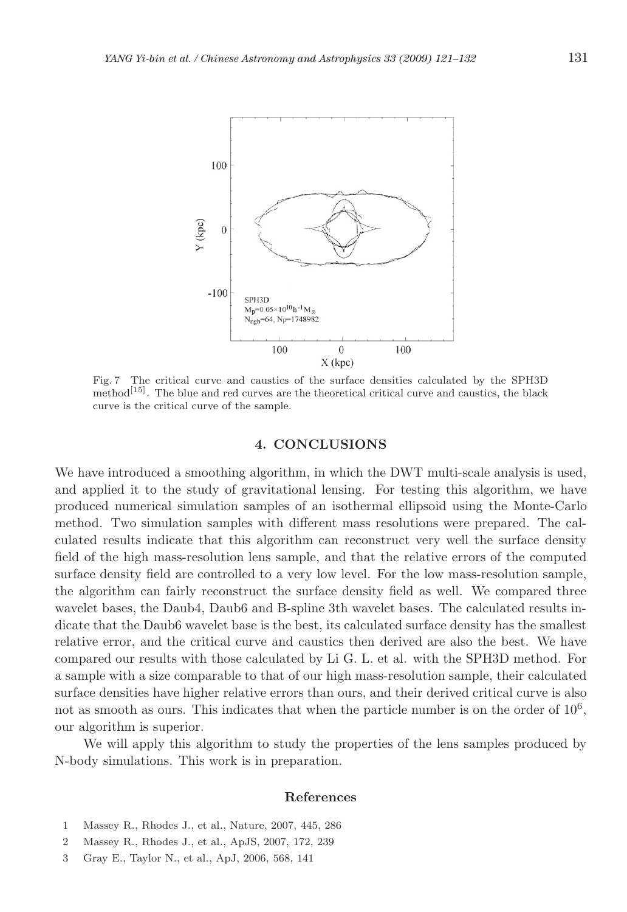Fig. 7 The critical curve and caustics of the surface densities calculated by the SPH3D method[15]. The blue and red curves are the theoretical critical curve and caustics, the black curve is the critical curve of the sample.

## 4. CONCLUSIONS

We have introduced a smoothing algorithm, in which the DWT multi-scale analysis is used, and applied it to the study of gravitational lensing. For testing this algorithm, we have produced numerical simulation samples of an isothermal ellipsoid using the Monte-Carlo method. Two simulation samples with different mass resolutions were prepared. The calculated results indicate that this algorithm can reconstruct very well the surface density field of the high mass-resolution lens sample, and that the relative errors of the computed surface density field are controlled to a very low level. For the low mass-resolution sample, the algorithm can fairly reconstruct the surface density field as well. We compared three wavelet bases, the Daub4, Daub6 and B-spline 3th wavelet bases. The calculated results indicate that the Daub6 wavelet base is the best, its calculated surface density has the smallest relative error, and the critical curve and caustics then derived are also the best. We have compared our results with those calculated by Li G. L. et al. with the SPH3D method. For a sample with a size comparable to that of our high mass-resolution sample, their calculated surface densities have higher relative errors than ours, and their derived critical curve is also not as smooth as ours. This indicates that when the particle number is on the order of $10^6$, our algorithm is superior.

We will apply this algorithm to study the properties of the lens samples produced by N-body simulations. This work is in preparation.

### References

1 Massey R., Rhodes J., et al., Nature, 2007, 445, 286

2 Massey R., Rhodes J., et al., ApJS, 2007, 172, 239

3 Gray E., Taylor N., et al., ApJ, 2006, 568, 141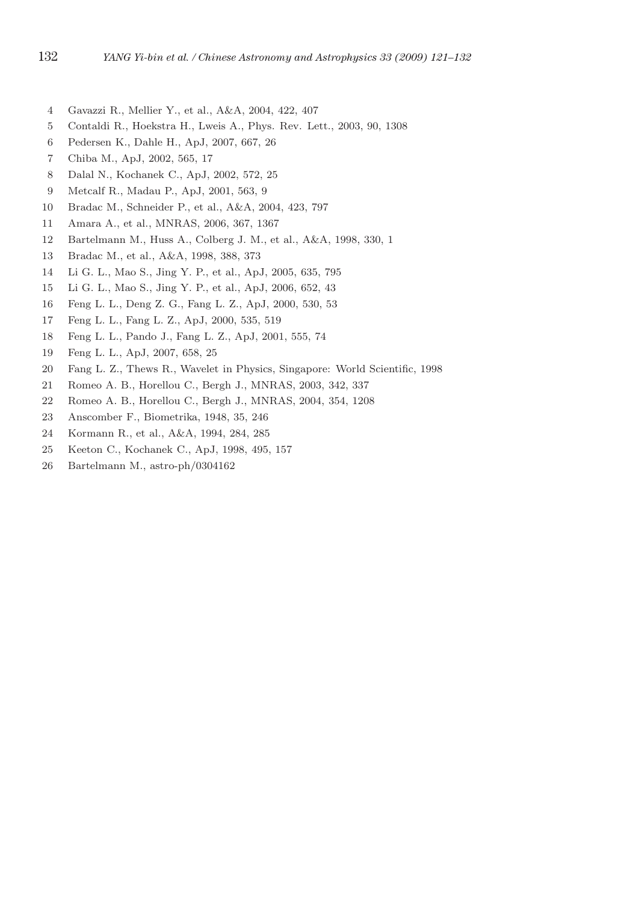4 Gavazzi R., Mellier Y., et al., A&A, 2004, 422, 407

5 Contaldi R., Hoekstra H., Lweis A., Phys. Rev. Lett., 2003, 90, 1308

6 Pedersen K., Dahle H., ApJ, 2007, 667, 26

7 Chiba M., ApJ, 2002, 565, 17

8 Dalal N., Kochanek C., ApJ, 2002, 572, 25

9 Metcalf R., Madau P., ApJ, 2001, 563, 9

10 Bradac M., Schneider P., et al., A&A, 2004, 423, 797

11 Amara A., et al., MNRAS, 2006, 367, 1367

12 Bartelmann M., Huss A., Colberg J. M., et al., A&A, 1998, 330, 1

13 Bradac M., et al., A&A, 1998, 388, 373

14 Li G. L., Mao S., Jing Y. P., et al., ApJ, 2005, 635, 795

15 Li G. L., Mao S., Jing Y. P., et al., ApJ, 2006, 652, 43

16 Feng L. L., Deng Z. G., Fang L. Z., ApJ, 2000, 530, 53

17 Feng L. L., Fang L. Z., ApJ, 2000, 535, 519

18 Feng L. L., Pando J., Fang L. Z., ApJ, 2001, 555, 74

19 Feng L. L., ApJ, 2007, 658, 25

20 Fang L. Z., Thews R., Wavelet in Physics, Singapore: World Scientific, 1998

21 Romeo A. B., Horellou C., Bergh J., MNRAS, 2003, 342, 337

22 Romeo A. B., Horellou C., Bergh J., MNRAS, 2004, 354, 1208

23 Anscomber F., Biometrika, 1948, 35, 246

24 Kormann R., et al., A&A, 1994, 284, 285

25 Keeton C., Kochanek C., ApJ, 1998, 495, 157

26 Bartelmann M., astro-ph/0304162